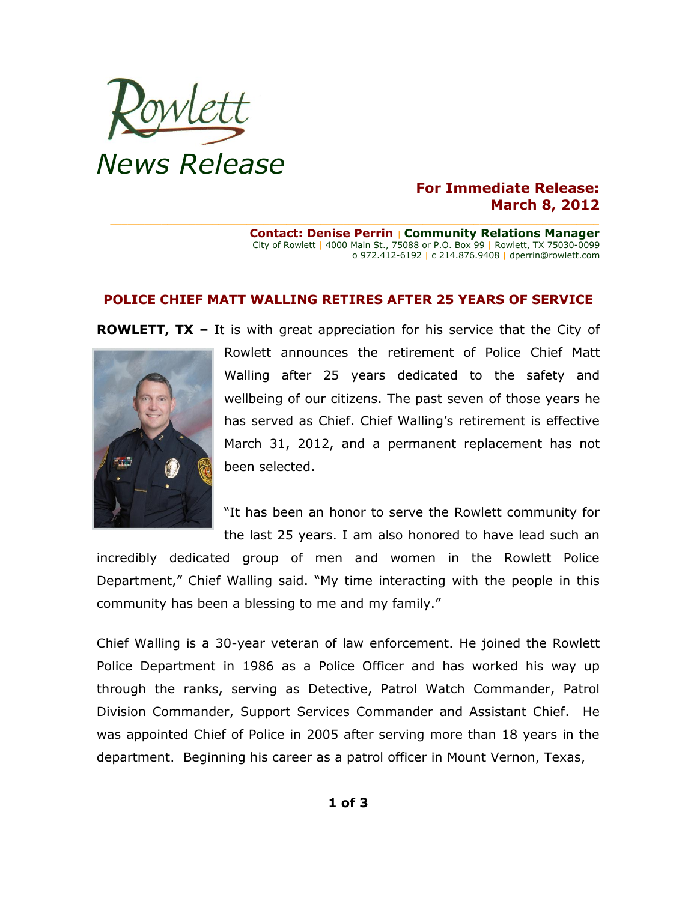Rowlett

*News Release*

**For Immediate Release:**
**March 8, 2012**

**Contact: Denise Perrin | Community Relations Manager**
City of Rowlett | 4000 Main St., 75088 or P.O. Box 99 | Rowlett, TX 75030-0099
o 972.412-6192 | c 214.876.9408 | dperrin@rowlett.com

## POLICE CHIEF MATT WALLING RETIRES AFTER 25 YEARS OF SERVICE

**ROWLETT, TX –** It is with great appreciation for his service that the City of Rowlett announces the retirement of Police Chief Matt Walling after 25 years dedicated to the safety and wellbeing of our citizens. The past seven of those years he has served as Chief. Chief Walling's retirement is effective March 31, 2012, and a permanent replacement has not been selected.

"It has been an honor to serve the Rowlett community for the last 25 years. I am also honored to have lead such an incredibly dedicated group of men and women in the Rowlett Police Department," Chief Walling said. "My time interacting with the people in this community has been a blessing to me and my family."

Chief Walling is a 30-year veteran of law enforcement. He joined the Rowlett Police Department in 1986 as a Police Officer and has worked his way up through the ranks, serving as Detective, Patrol Watch Commander, Patrol Division Commander, Support Services Commander and Assistant Chief. He was appointed Chief of Police in 2005 after serving more than 18 years in the department. Beginning his career as a patrol officer in Mount Vernon, Texas,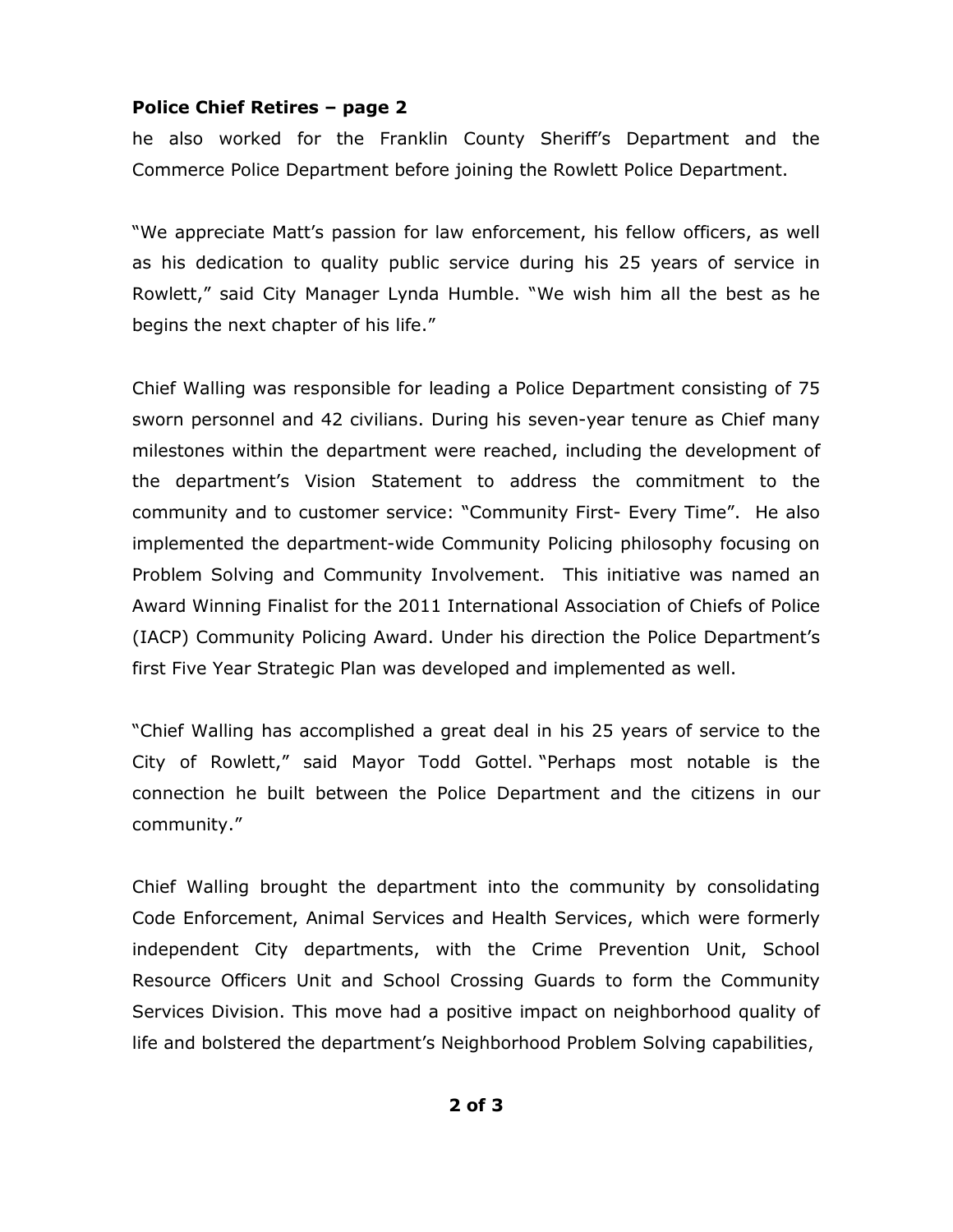**Police Chief Retires – page 2**

he also worked for the Franklin County Sheriff's Department and the Commerce Police Department before joining the Rowlett Police Department.

"We appreciate Matt's passion for law enforcement, his fellow officers, as well as his dedication to quality public service during his 25 years of service in Rowlett," said City Manager Lynda Humble. "We wish him all the best as he begins the next chapter of his life."

Chief Walling was responsible for leading a Police Department consisting of 75 sworn personnel and 42 civilians. During his seven-year tenure as Chief many milestones within the department were reached, including the development of the department's Vision Statement to address the commitment to the community and to customer service: "Community First- Every Time". He also implemented the department-wide Community Policing philosophy focusing on Problem Solving and Community Involvement. This initiative was named an Award Winning Finalist for the 2011 International Association of Chiefs of Police (IACP) Community Policing Award. Under his direction the Police Department's first Five Year Strategic Plan was developed and implemented as well.

"Chief Walling has accomplished a great deal in his 25 years of service to the City of Rowlett," said Mayor Todd Gottel. "Perhaps most notable is the connection he built between the Police Department and the citizens in our community."

Chief Walling brought the department into the community by consolidating Code Enforcement, Animal Services and Health Services, which were formerly independent City departments, with the Crime Prevention Unit, School Resource Officers Unit and School Crossing Guards to form the Community Services Division. This move had a positive impact on neighborhood quality of life and bolstered the department's Neighborhood Problem Solving capabilities,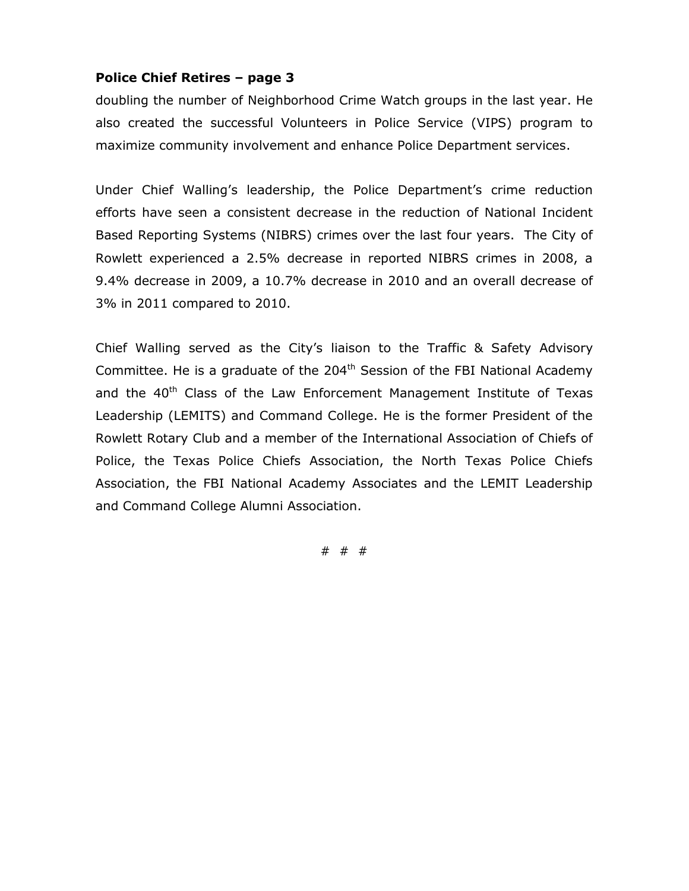doubling the number of Neighborhood Crime Watch groups in the last year. He also created the successful Volunteers in Police Service (VIPS) program to maximize community involvement and enhance Police Department services.

Under Chief Walling's leadership, the Police Department's crime reduction efforts have seen a consistent decrease in the reduction of National Incident Based Reporting Systems (NIBRS) crimes over the last four years. The City of Rowlett experienced a 2.5% decrease in reported NIBRS crimes in 2008, a 9.4% decrease in 2009, a 10.7% decrease in 2010 and an overall decrease of 3% in 2011 compared to 2010.

Chief Walling served as the City's liaison to the Traffic & Safety Advisory Committee. He is a graduate of the 204th Session of the FBI National Academy and the 40th Class of the Law Enforcement Management Institute of Texas Leadership (LEMITS) and Command College. He is the former President of the Rowlett Rotary Club and a member of the International Association of Chiefs of Police, the Texas Police Chiefs Association, the North Texas Police Chiefs Association, the FBI National Academy Associates and the LEMIT Leadership and Command College Alumni Association.

# # #